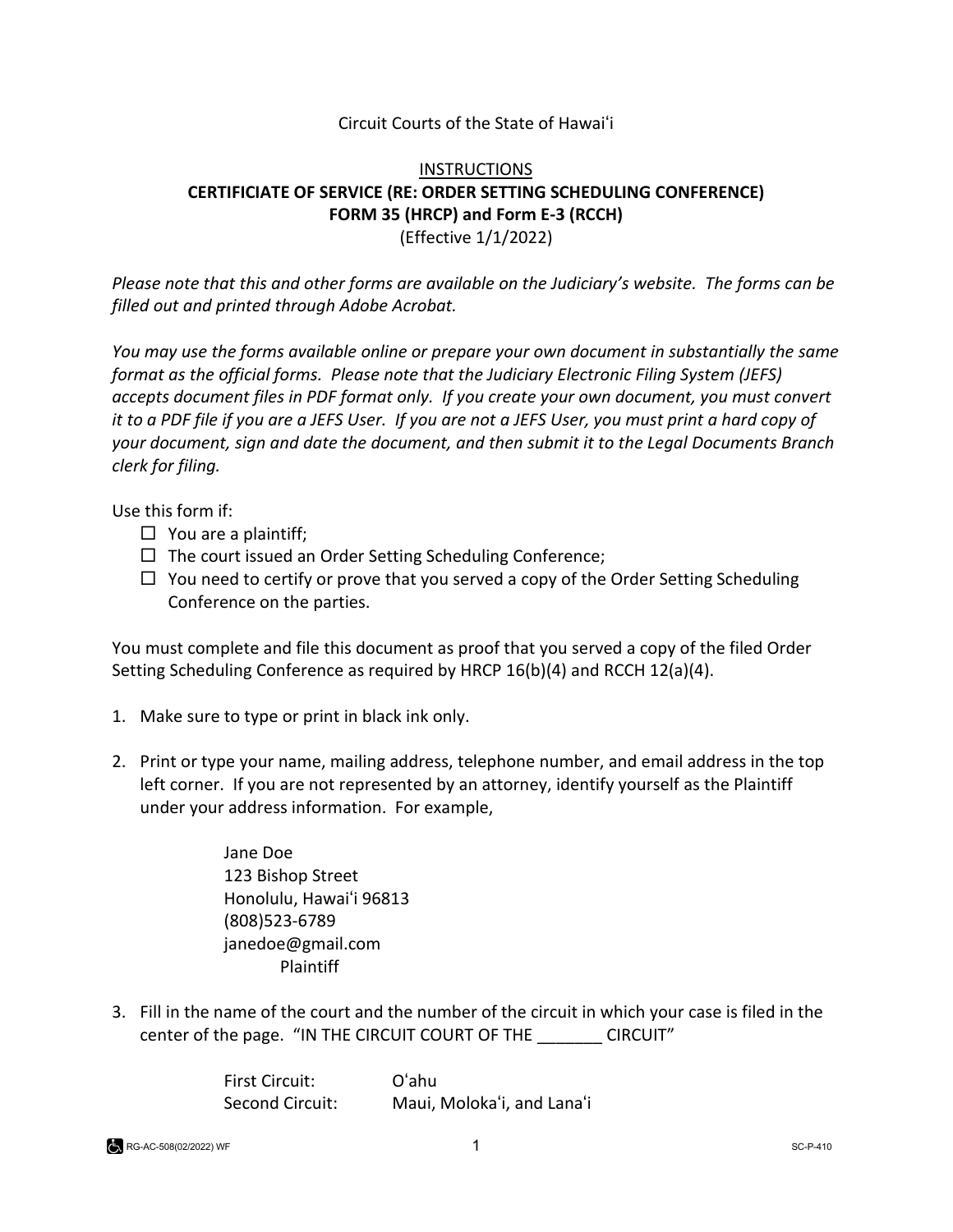Circuit Courts of the State of Hawaiʻi

INSTRUCTIONS

**CERTIFICIATE OF SERVICE (RE: ORDER SETTING SCHEDULING CONFERENCE)**
**FORM 35 (HRCP) and Form E-3 (RCCH)**
(Effective 1/1/2022)

*Please note that this and other forms are available on the Judiciary's website. The forms can be filled out and printed through Adobe Acrobat.*

*You may use the forms available online or prepare your own document in substantially the same format as the official forms. Please note that the Judiciary Electronic Filing System (JEFS) accepts document files in PDF format only. If you create your own document, you must convert it to a PDF file if you are a JEFS User. If you are not a JEFS User, you must print a hard copy of your document, sign and date the document, and then submit it to the Legal Documents Branch clerk for filing.*

Use this form if:

- ☐ You are a plaintiff;
- ☐ The court issued an Order Setting Scheduling Conference;
- ☐ You need to certify or prove that you served a copy of the Order Setting Scheduling Conference on the parties.

You must complete and file this document as proof that you served a copy of the filed Order Setting Scheduling Conference as required by HRCP 16(b)(4) and RCCH 12(a)(4).

1. Make sure to type or print in black ink only.

2. Print or type your name, mailing address, telephone number, and email address in the top left corner. If you are not represented by an attorney, identify yourself as the Plaintiff under your address information. For example,

   Jane Doe
   123 Bishop Street
   Honolulu, Hawaiʻi 96813
   (808)523-6789
   janedoe@gmail.com
   Plaintiff

3. Fill in the name of the court and the number of the circuit in which your case is filed in the center of the page. "IN THE CIRCUIT COURT OF THE _______ CIRCUIT"

   First Circuit: Oʻahu
   Second Circuit: Maui, Molokaʻi, and Lanaʻi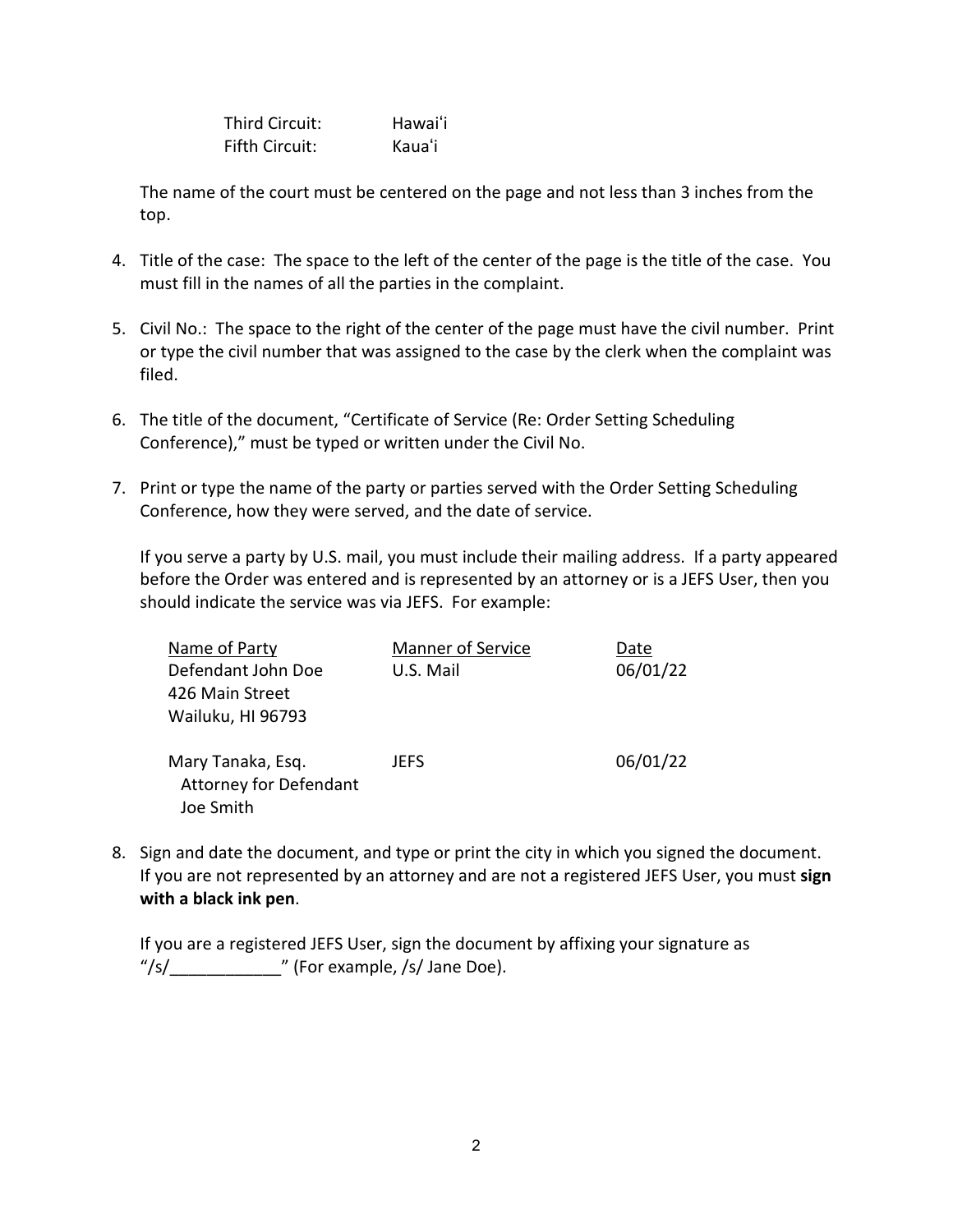| | |
|---|---|
| Third Circuit: | Hawaiʻi |
| Fifth Circuit: | Kauaʻi |

The name of the court must be centered on the page and not less than 3 inches from the top.

4. Title of the case: The space to the left of the center of the page is the title of the case. You must fill in the names of all the parties in the complaint.

5. Civil No.: The space to the right of the center of the page must have the civil number. Print or type the civil number that was assigned to the case by the clerk when the complaint was filed.

6. The title of the document, "Certificate of Service (Re: Order Setting Scheduling Conference)," must be typed or written under the Civil No.

7. Print or type the name of the party or parties served with the Order Setting Scheduling Conference, how they were served, and the date of service.

   If you serve a party by U.S. mail, you must include their mailing address. If a party appeared before the Order was entered and is represented by an attorney or is a JEFS User, then you should indicate the service was via JEFS. For example:

   | Name of Party | Manner of Service | Date |
   |---|---|---|
   | Defendant John Doe<br>426 Main Street<br>Wailuku, HI 96793 | U.S. Mail | 06/01/22 |
   | Mary Tanaka, Esq.<br>Attorney for Defendant<br>Joe Smith | JEFS | 06/01/22 |

8. Sign and date the document, and type or print the city in which you signed the document. If you are not represented by an attorney and are not a registered JEFS User, you must **sign with a black ink pen**.

   If you are a registered JEFS User, sign the document by affixing your signature as "/s/____________" (For example, /s/ Jane Doe).